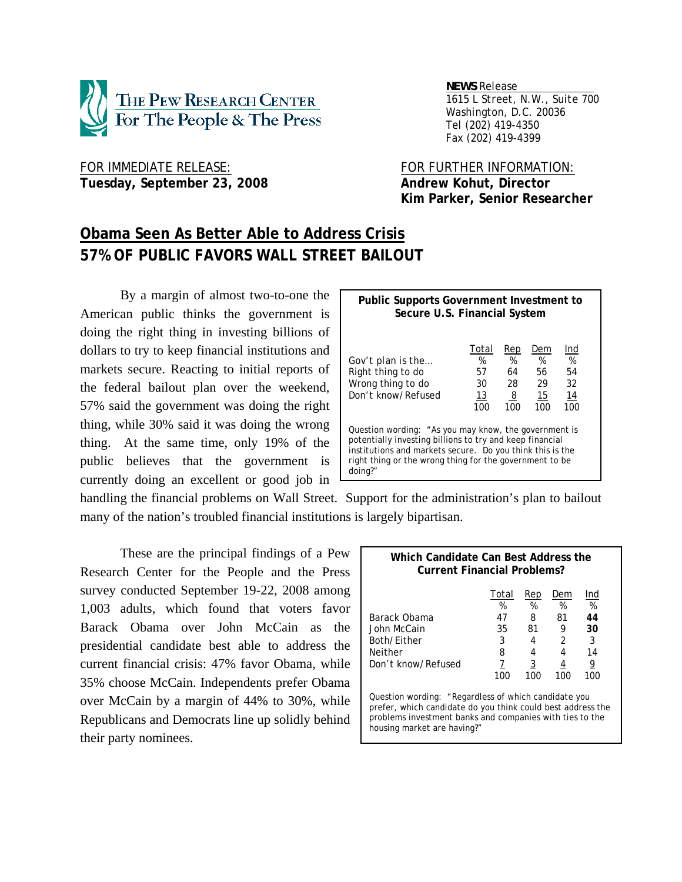THE PEW RESEARCH CENTER
For The People & The Press

**NEWS** Release
1615 L Street, N.W., Suite 700
Washington, D.C. 20036
Tel (202) 419-4350
Fax (202) 419-4399

FOR IMMEDIATE RELEASE:
**Tuesday, September 23, 2008**

FOR FURTHER INFORMATION:
**Andrew Kohut, Director**
**Kim Parker, Senior Researcher**

# Obama Seen As Better Able to Address Crisis
## 57% OF PUBLIC FAVORS WALL STREET BAILOUT

By a margin of almost two-to-one the American public thinks the government is doing the right thing in investing billions of dollars to try to keep financial institutions and markets secure. Reacting to initial reports of the federal bailout plan over the weekend, 57% said the government was doing the right thing, while 30% said it was doing the wrong thing. At the same time, only 19% of the public believes that the government is currently doing an excellent or good job in handling the financial problems on Wall Street. Support for the administration's plan to bailout many of the nation's troubled financial institutions is largely bipartisan.

**Public Supports Government Investment to Secure U.S. Financial System**

| Gov't plan is the… | Total % | Rep % | Dem % | Ind % |
|---|---|---|---|---|
| Right thing to do | 57 | 64 | 56 | 54 |
| Wrong thing to do | 30 | 28 | 29 | 32 |
| Don't know/Refused | 13 | 8 | 15 | 14 |
| | 100 | 100 | 100 | 100 |

Question wording: "As you may know, the government is potentially investing billions to try and keep financial institutions and markets secure. Do you think this is the right thing or the wrong thing for the government to be doing?"

These are the principal findings of a Pew Research Center for the People and the Press survey conducted September 19-22, 2008 among 1,003 adults, which found that voters favor Barack Obama over John McCain as the presidential candidate best able to address the current financial crisis: 47% favor Obama, while 35% choose McCain. Independents prefer Obama over McCain by a margin of 44% to 30%, while Republicans and Democrats line up solidly behind their party nominees.

**Which Candidate Can Best Address the Current Financial Problems?**

| | Total % | Rep % | Dem % | Ind % |
|---|---|---|---|---|
| Barack Obama | 47 | 8 | 81 | **44** |
| John McCain | 35 | 81 | 9 | **30** |
| Both/Either | 3 | 4 | 2 | 3 |
| Neither | 8 | 4 | 4 | 14 |
| Don't know/Refused | 7 | 3 | 4 | 9 |
| | 100 | 100 | 100 | 100 |

Question wording: "Regardless of which candidate you prefer, which candidate do you think could best address the problems investment banks and companies with ties to the housing market are having?"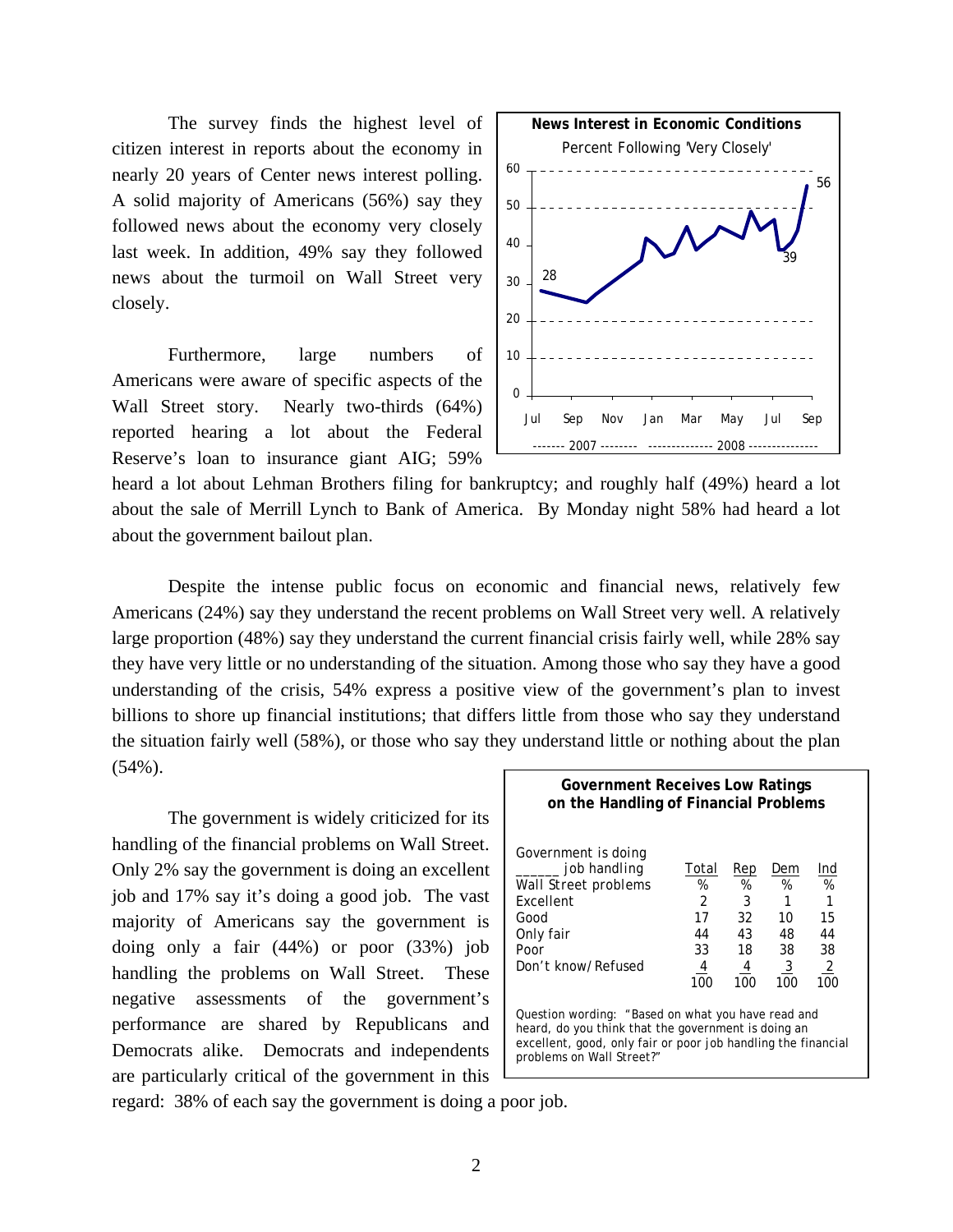The survey finds the highest level of citizen interest in reports about the economy in nearly 20 years of Center news interest polling. A solid majority of Americans (56%) say they followed news about the economy very closely last week. In addition, 49% say they followed news about the turmoil on Wall Street very closely.

**News Interest in Economic Conditions**

Percent Following 'Very Closely'

Furthermore, large numbers of Americans were aware of specific aspects of the Wall Street story. Nearly two-thirds (64%) reported hearing a lot about the Federal Reserve's loan to insurance giant AIG; 59% heard a lot about Lehman Brothers filing for bankruptcy; and roughly half (49%) heard a lot about the sale of Merrill Lynch to Bank of America. By Monday night 58% had heard a lot about the government bailout plan.

Despite the intense public focus on economic and financial news, relatively few Americans (24%) say they understand the recent problems on Wall Street very well. A relatively large proportion (48%) say they understand the current financial crisis fairly well, while 28% say they have very little or no understanding of the situation. Among those who say they have a good understanding of the crisis, 54% express a positive view of the government's plan to invest billions to shore up financial institutions; that differs little from those who say they understand the situation fairly well (58%), or those who say they understand little or nothing about the plan (54%).

The government is widely criticized for its handling of the financial problems on Wall Street. Only 2% say the government is doing an excellent job and 17% say it's doing a good job. The vast majority of Americans say the government is doing only a fair (44%) or poor (33%) job handling the problems on Wall Street. These negative assessments of the government's performance are shared by Republicans and Democrats alike. Democrats and independents are particularly critical of the government in this regard: 38% of each say the government is doing a poor job.

**Government Receives Low Ratings on the Handling of Financial Problems**

| Government is doing ______ job handling Wall Street problems | Total % | Rep % | Dem % | Ind % |
|---|---|---|---|---|
| Excellent | 2 | 3 | 1 | 1 |
| Good | 17 | 32 | 10 | 15 |
| Only fair | 44 | 43 | 48 | 44 |
| Poor | 33 | 18 | 38 | 38 |
| Don't know/Refused | 4 | 4 | 3 | 2 |
| | 100 | 100 | 100 | 100 |

Question wording: "Based on what you have read and heard, do you think that the government is doing an excellent, good, only fair or poor job handling the financial problems on Wall Street?"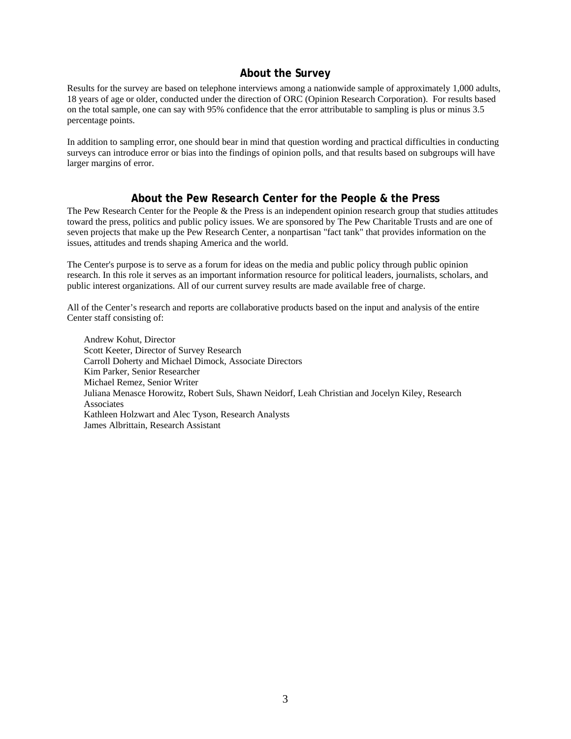## About the Survey

Results for the survey are based on telephone interviews among a nationwide sample of approximately 1,000 adults, 18 years of age or older, conducted under the direction of ORC (Opinion Research Corporation). For results based on the total sample, one can say with 95% confidence that the error attributable to sampling is plus or minus 3.5 percentage points.

In addition to sampling error, one should bear in mind that question wording and practical difficulties in conducting surveys can introduce error or bias into the findings of opinion polls, and that results based on subgroups will have larger margins of error.

## About the Pew Research Center for the People & the Press

The Pew Research Center for the People & the Press is an independent opinion research group that studies attitudes toward the press, politics and public policy issues. We are sponsored by The Pew Charitable Trusts and are one of seven projects that make up the Pew Research Center, a nonpartisan "fact tank" that provides information on the issues, attitudes and trends shaping America and the world.

The Center's purpose is to serve as a forum for ideas on the media and public policy through public opinion research. In this role it serves as an important information resource for political leaders, journalists, scholars, and public interest organizations. All of our current survey results are made available free of charge.

All of the Center's research and reports are collaborative products based on the input and analysis of the entire Center staff consisting of:

Andrew Kohut, Director
Scott Keeter, Director of Survey Research
Carroll Doherty and Michael Dimock, Associate Directors
Kim Parker, Senior Researcher
Michael Remez, Senior Writer
Juliana Menasce Horowitz, Robert Suls, Shawn Neidorf, Leah Christian and Jocelyn Kiley, Research Associates
Kathleen Holzwart and Alec Tyson, Research Analysts
James Albrittain, Research Assistant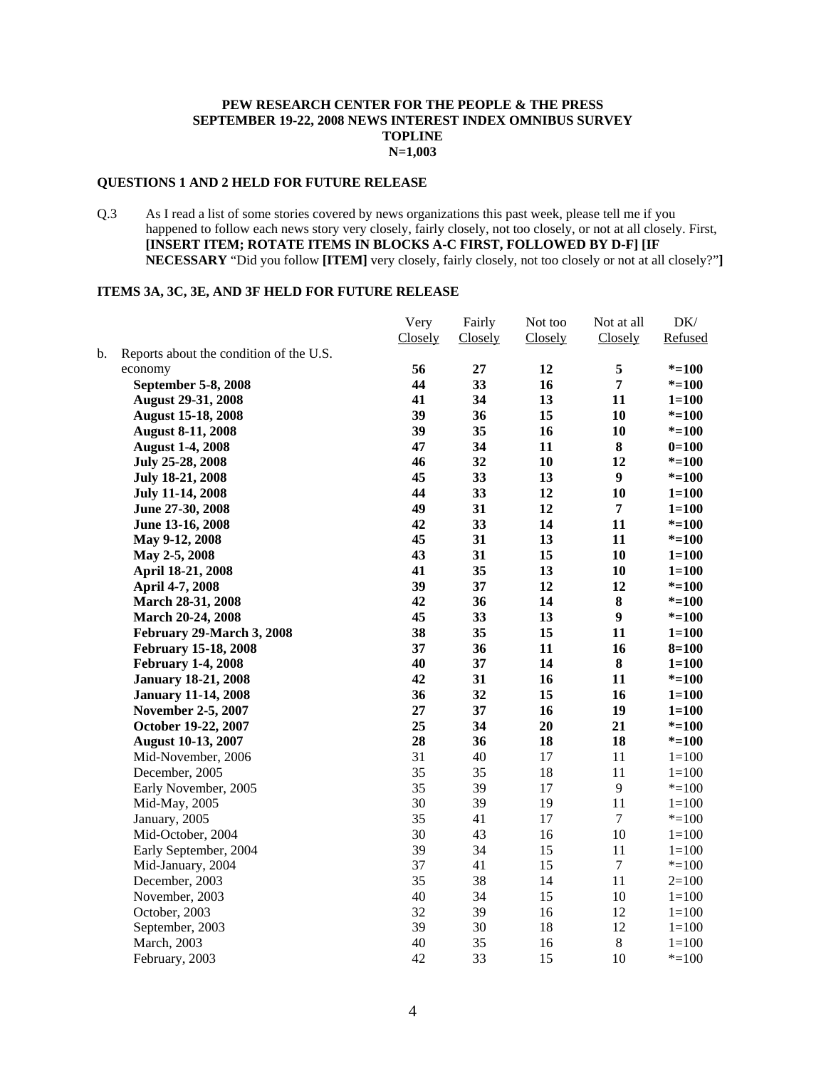**PEW RESEARCH CENTER FOR THE PEOPLE & THE PRESS**
**SEPTEMBER 19-22, 2008 NEWS INTEREST INDEX OMNIBUS SURVEY**
**TOPLINE**
**N=1,003**

**QUESTIONS 1 AND 2 HELD FOR FUTURE RELEASE**

Q.3 As I read a list of some stories covered by news organizations this past week, please tell me if you happened to follow each news story very closely, fairly closely, not too closely, or not at all closely. First, **[INSERT ITEM; ROTATE ITEMS IN BLOCKS A-C FIRST, FOLLOWED BY D-F] [IF NECESSARY** "Did you follow **[ITEM]** very closely, fairly closely, not too closely or not at all closely?"**]**

**ITEMS 3A, 3C, 3E, AND 3F HELD FOR FUTURE RELEASE**

| | Very Closely | Fairly Closely | Not too Closely | Not at all Closely | DK/ Refused |
|---|---|---|---|---|---|
| b. Reports about the condition of the U.S. economy | **56** | **27** | **12** | **5** | ***=100** |
| **September 5-8, 2008** | **44** | **33** | **16** | **7** | ***=100** |
| **August 29-31, 2008** | **41** | **34** | **13** | **11** | **1=100** |
| **August 15-18, 2008** | **39** | **36** | **15** | **10** | ***=100** |
| **August 8-11, 2008** | **39** | **35** | **16** | **10** | ***=100** |
| **August 1-4, 2008** | **47** | **34** | **11** | **8** | **0=100** |
| **July 25-28, 2008** | **46** | **32** | **10** | **12** | ***=100** |
| **July 18-21, 2008** | **45** | **33** | **13** | **9** | ***=100** |
| **July 11-14, 2008** | **44** | **33** | **12** | **10** | **1=100** |
| **June 27-30, 2008** | **49** | **31** | **12** | **7** | **1=100** |
| **June 13-16, 2008** | **42** | **33** | **14** | **11** | ***=100** |
| **May 9-12, 2008** | **45** | **31** | **13** | **11** | ***=100** |
| **May 2-5, 2008** | **43** | **31** | **15** | **10** | **1=100** |
| **April 18-21, 2008** | **41** | **35** | **13** | **10** | **1=100** |
| **April 4-7, 2008** | **39** | **37** | **12** | **12** | ***=100** |
| **March 28-31, 2008** | **42** | **36** | **14** | **8** | ***=100** |
| **March 20-24, 2008** | **45** | **33** | **13** | **9** | ***=100** |
| **February 29-March 3, 2008** | **38** | **35** | **15** | **11** | **1=100** |
| **February 15-18, 2008** | **37** | **36** | **11** | **16** | **8=100** |
| **February 1-4, 2008** | **40** | **37** | **14** | **8** | **1=100** |
| **January 18-21, 2008** | **42** | **31** | **16** | **11** | ***=100** |
| **January 11-14, 2008** | **36** | **32** | **15** | **16** | **1=100** |
| **November 2-5, 2007** | **27** | **37** | **16** | **19** | **1=100** |
| **October 19-22, 2007** | **25** | **34** | **20** | **21** | ***=100** |
| **August 10-13, 2007** | **28** | **36** | **18** | **18** | ***=100** |
| Mid-November, 2006 | 31 | 40 | 17 | 11 | 1=100 |
| December, 2005 | 35 | 35 | 18 | 11 | 1=100 |
| Early November, 2005 | 35 | 39 | 17 | 9 | *=100 |
| Mid-May, 2005 | 30 | 39 | 19 | 11 | 1=100 |
| January, 2005 | 35 | 41 | 17 | 7 | *=100 |
| Mid-October, 2004 | 30 | 43 | 16 | 10 | 1=100 |
| Early September, 2004 | 39 | 34 | 15 | 11 | 1=100 |
| Mid-January, 2004 | 37 | 41 | 15 | 7 | *=100 |
| December, 2003 | 35 | 38 | 14 | 11 | 2=100 |
| November, 2003 | 40 | 34 | 15 | 10 | 1=100 |
| October, 2003 | 32 | 39 | 16 | 12 | 1=100 |
| September, 2003 | 39 | 30 | 18 | 12 | 1=100 |
| March, 2003 | 40 | 35 | 16 | 8 | 1=100 |
| February, 2003 | 42 | 33 | 15 | 10 | *=100 |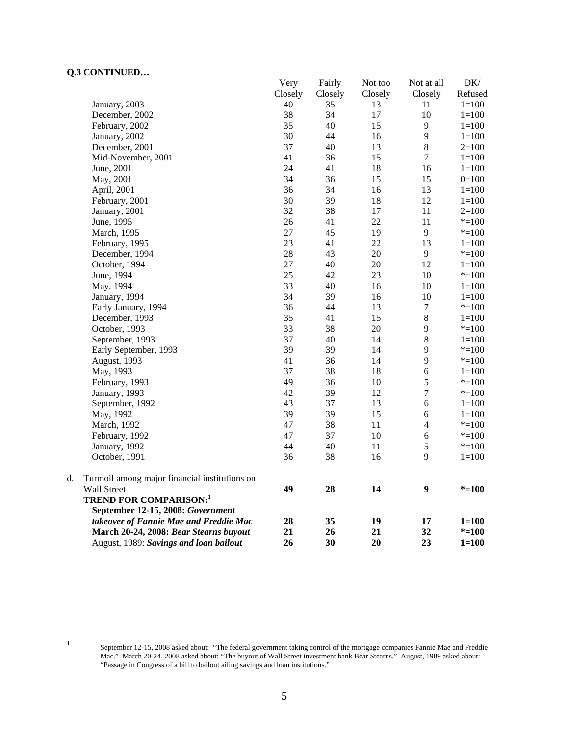**Q.3 CONTINUED…**

| | Very Closely | Fairly Closely | Not too Closely | Not at all Closely | DK/ Refused |
|---|---|---|---|---|---|
| January, 2003 | 40 | 35 | 13 | 11 | 1=100 |
| December, 2002 | 38 | 34 | 17 | 10 | 1=100 |
| February, 2002 | 35 | 40 | 15 | 9 | 1=100 |
| January, 2002 | 30 | 44 | 16 | 9 | 1=100 |
| December, 2001 | 37 | 40 | 13 | 8 | 2=100 |
| Mid-November, 2001 | 41 | 36 | 15 | 7 | 1=100 |
| June, 2001 | 24 | 41 | 18 | 16 | 1=100 |
| May, 2001 | 34 | 36 | 15 | 15 | 0=100 |
| April, 2001 | 36 | 34 | 16 | 13 | 1=100 |
| February, 2001 | 30 | 39 | 18 | 12 | 1=100 |
| January, 2001 | 32 | 38 | 17 | 11 | 2=100 |
| June, 1995 | 26 | 41 | 22 | 11 | *=100 |
| March, 1995 | 27 | 45 | 19 | 9 | *=100 |
| February, 1995 | 23 | 41 | 22 | 13 | 1=100 |
| December, 1994 | 28 | 43 | 20 | 9 | *=100 |
| October, 1994 | 27 | 40 | 20 | 12 | 1=100 |
| June, 1994 | 25 | 42 | 23 | 10 | *=100 |
| May, 1994 | 33 | 40 | 16 | 10 | 1=100 |
| January, 1994 | 34 | 39 | 16 | 10 | 1=100 |
| Early January, 1994 | 36 | 44 | 13 | 7 | *=100 |
| December, 1993 | 35 | 41 | 15 | 8 | 1=100 |
| October, 1993 | 33 | 38 | 20 | 9 | *=100 |
| September, 1993 | 37 | 40 | 14 | 8 | 1=100 |
| Early September, 1993 | 39 | 39 | 14 | 9 | *=100 |
| August, 1993 | 41 | 36 | 14 | 9 | *=100 |
| May, 1993 | 37 | 38 | 18 | 6 | 1=100 |
| February, 1993 | 49 | 36 | 10 | 5 | *=100 |
| January, 1993 | 42 | 39 | 12 | 7 | *=100 |
| September, 1992 | 43 | 37 | 13 | 6 | 1=100 |
| May, 1992 | 39 | 39 | 15 | 6 | 1=100 |
| March, 1992 | 47 | 38 | 11 | 4 | *=100 |
| February, 1992 | 47 | 37 | 10 | 6 | *=100 |
| January, 1992 | 44 | 40 | 11 | 5 | *=100 |
| October, 1991 | 36 | 38 | 16 | 9 | 1=100 |
| d. Turmoil among major financial institutions on Wall Street | **49** | **28** | **14** | **9** | ***=100** |
| **TREND FOR COMPARISON:**[1] | | | | | |
| **September 12-15, 2008: *Government takeover of Fannie Mae and Freddie Mac*** | **28** | **35** | **19** | **17** | **1=100** |
| **March 20-24, 2008: *Bear Stearns buyout*** | **21** | **26** | **21** | **32** | ***=100** |
| August, 1989: ***Savings and loan bailout*** | **26** | **30** | **20** | **23** | **1=100** |

[1] September 12-15, 2008 asked about: "The federal government taking control of the mortgage companies Fannie Mae and Freddie Mac." March 20-24, 2008 asked about: "The buyout of Wall Street investment bank Bear Stearns." August, 1989 asked about: "Passage in Congress of a bill to bailout ailing savings and loan institutions."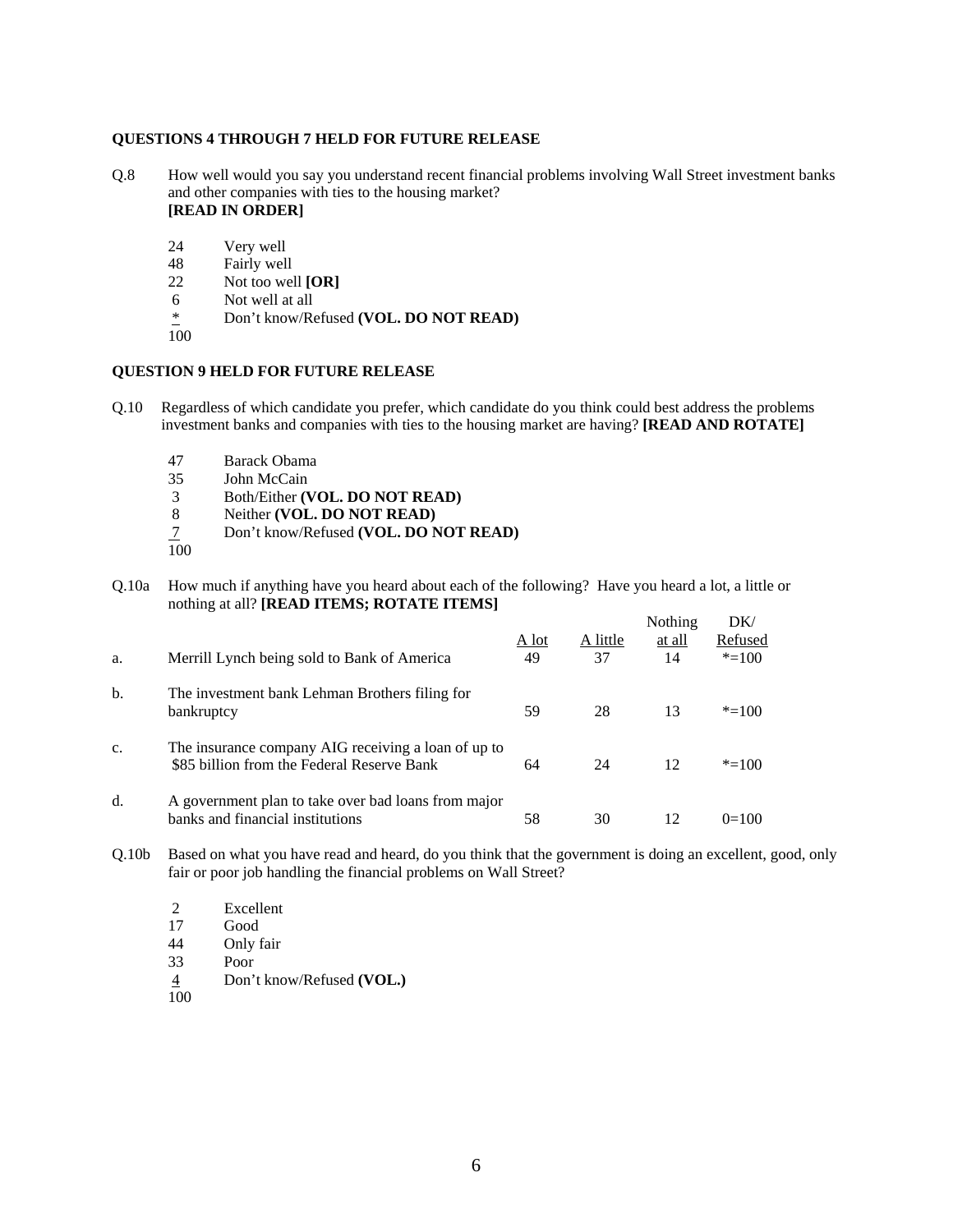**QUESTIONS 4 THROUGH 7 HELD FOR FUTURE RELEASE**

Q.8 How well would you say you understand recent financial problems involving Wall Street investment banks and other companies with ties to the housing market?
**[READ IN ORDER]**

| | |
|---|---|
| 24 | Very well |
| 48 | Fairly well |
| 22 | Not too well **[OR]** |
| 6 | Not well at all |
| * | Don't know/Refused **(VOL. DO NOT READ)** |
| 100 | |

**QUESTION 9 HELD FOR FUTURE RELEASE**

Q.10 Regardless of which candidate you prefer, which candidate do you think could best address the problems investment banks and companies with ties to the housing market are having? **[READ AND ROTATE]**

| | |
|---|---|
| 47 | Barack Obama |
| 35 | John McCain |
| 3 | Both/Either **(VOL. DO NOT READ)** |
| 8 | Neither **(VOL. DO NOT READ)** |
| 7 | Don't know/Refused **(VOL. DO NOT READ)** |
| 100 | |

Q.10a How much if anything have you heard about each of the following? Have you heard a lot, a little or nothing at all? **[READ ITEMS; ROTATE ITEMS]**

| | | A lot | A little | Nothing at all | DK/ Refused |
|---|---|---|---|---|---|
| a. | Merrill Lynch being sold to Bank of America | 49 | 37 | 14 | *=100 |
| b. | The investment bank Lehman Brothers filing for bankruptcy | 59 | 28 | 13 | *=100 |
| c. | The insurance company AIG receiving a loan of up to $85 billion from the Federal Reserve Bank | 64 | 24 | 12 | *=100 |
| d. | A government plan to take over bad loans from major banks and financial institutions | 58 | 30 | 12 | 0=100 |

Q.10b Based on what you have read and heard, do you think that the government is doing an excellent, good, only fair or poor job handling the financial problems on Wall Street?

| | |
|---|---|
| 2 | Excellent |
| 17 | Good |
| 44 | Only fair |
| 33 | Poor |
| 4 | Don't know/Refused **(VOL.)** |
| 100 | |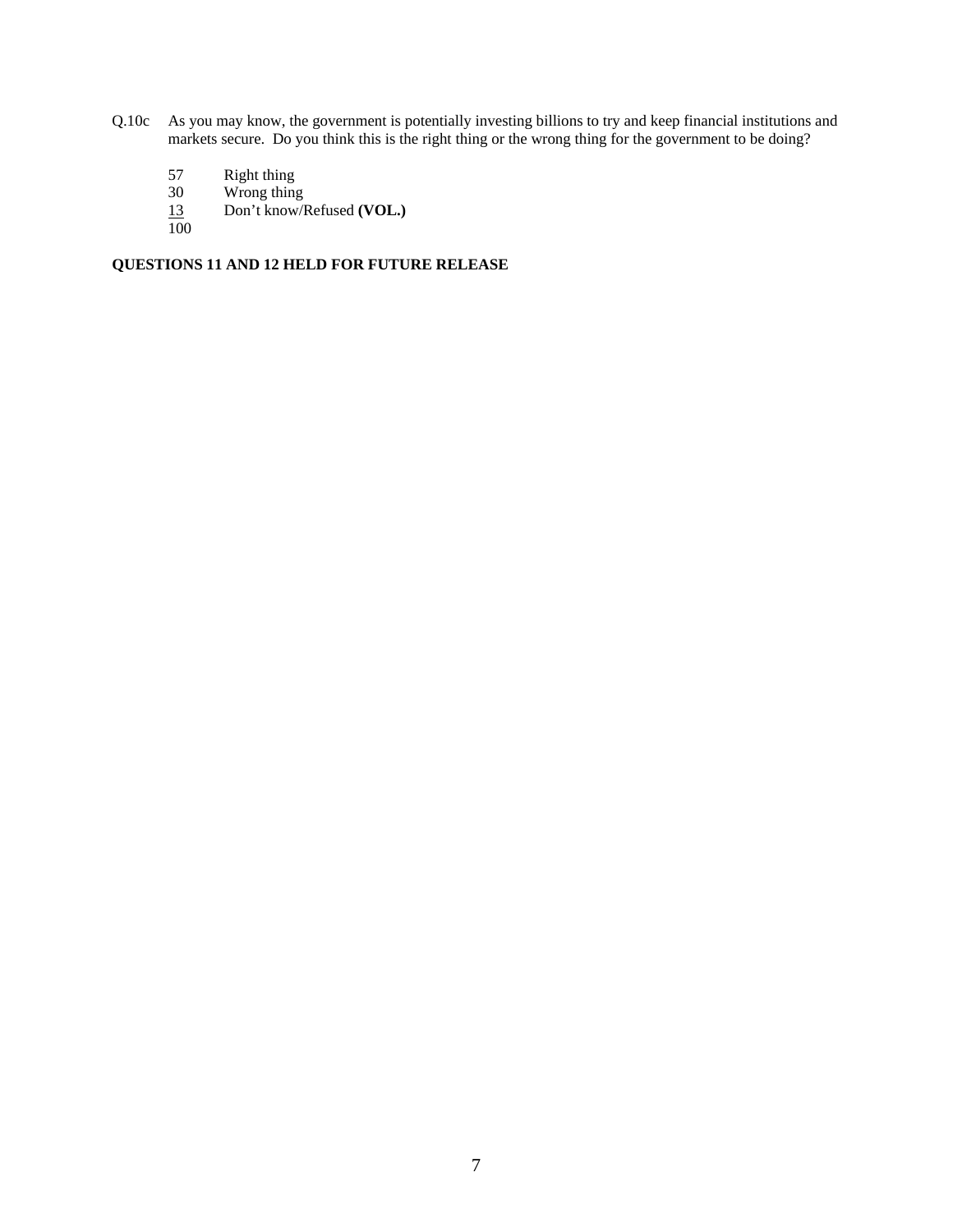Q.10c As you may know, the government is potentially investing billions to try and keep financial institutions and markets secure. Do you think this is the right thing or the wrong thing for the government to be doing?

| | |
|---|---|
| 57 | Right thing |
| 30 | Wrong thing |
| 13 | Don't know/Refused **(VOL.)** |
| 100 | |

**QUESTIONS 11 AND 12 HELD FOR FUTURE RELEASE**